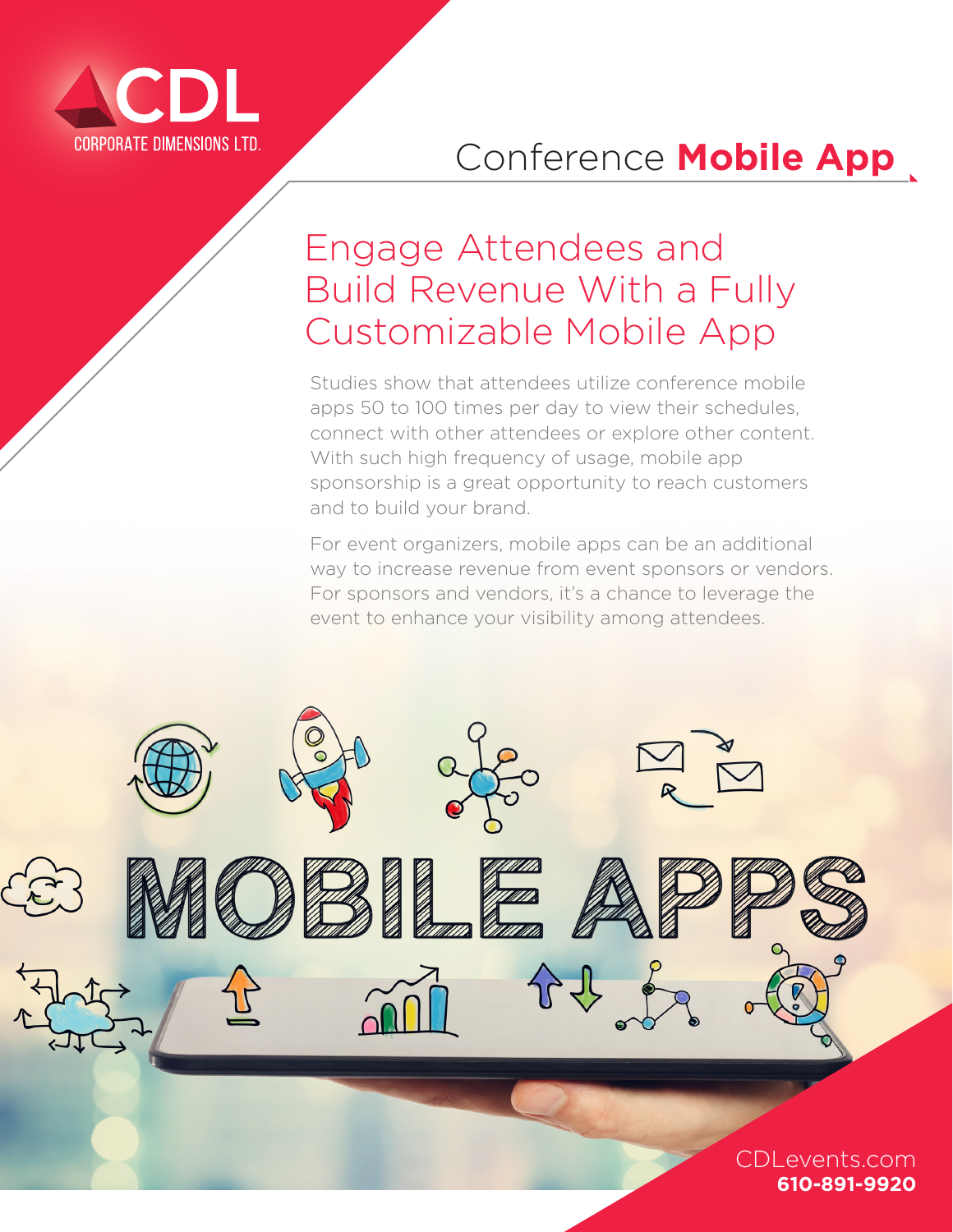CDL
CORPORATE DIMENSIONS LTD.

# Conference **Mobile App**

## Engage Attendees and Build Revenue With a Fully Customizable Mobile App

Studies show that attendees utilize conference mobile apps 50 to 100 times per day to view their schedules, connect with other attendees or explore other content. With such high frequency of usage, mobile app sponsorship is a great opportunity to reach customers and to build your brand.

For event organizers, mobile apps can be an additional way to increase revenue from event sponsors or vendors. For sponsors and vendors, it's a chance to leverage the event to enhance your visibility among attendees.

CDLevents.com
**610-891-9920**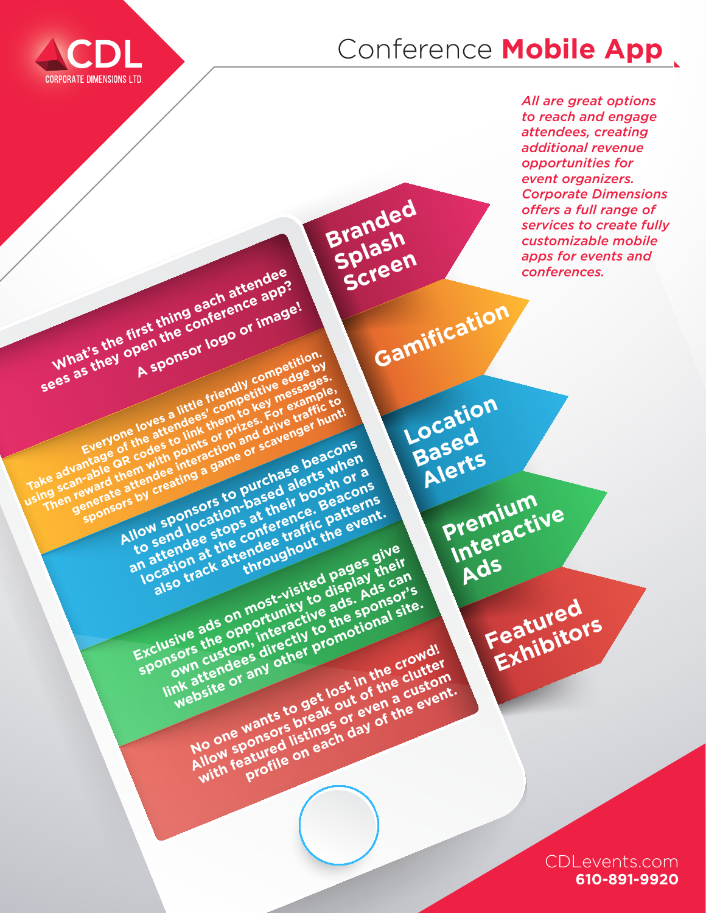CDL
CORPORATE DIMENSIONS LTD.

# Conference **Mobile App**

*All are great options to reach and engage attendees, creating additional revenue opportunities for event organizers. Corporate Dimensions offers a full range of services to create fully customizable mobile apps for events and conferences.*

## Branded Splash Screen

What's the first thing each attendee sees as they open the conference app? A sponsor logo or image!

## Gamification

Everyone loves a little friendly competition. Take advantage of the attendees' competitive edge by using scan-able QR codes to link them to key messages. Then reward them with points or prizes. For example, generate attendee interaction and drive traffic to sponsors by creating a game or scavenger hunt!

## Location Based Alerts

Allow sponsors to purchase beacons to send location-based alerts when an attendee stops at their booth or a location at the conference. Beacons also track attendee traffic patterns throughout the event.

## Premium Interactive Ads

Exclusive ads on most-visited pages give sponsors the opportunity to display their own custom, interactive ads. Ads can link attendees directly to the sponsor's website or any other promotional site.

## Featured Exhibitors

No one wants to get lost in the crowd! Allow sponsors break out of the clutter with featured listings or even a custom profile on each day of the event.

CDLevents.com
**610-891-9920**